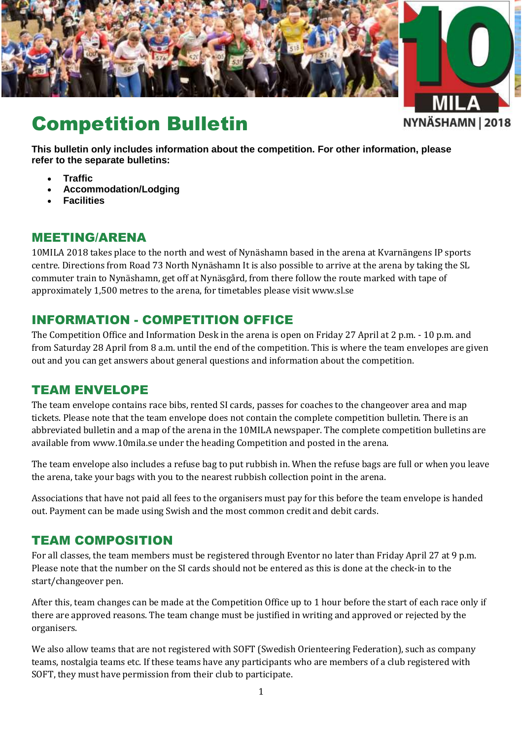# Competition Bulletin

**This bulletin only includes information about the competition. For other information, please refer to the separate bulletins:**

- **Traffic**
- **Accommodation/Lodging**
- **Facilities**

## MEETING/ARENA

10MILA 2018 takes place to the north and west of Nynäshamn based in the arena at Kvarnängens IP sports centre. Directions from Road 73 North Nynäshamn It is also possible to arrive at the arena by taking the SL commuter train to Nynäshamn, get off at Nynäsgård, from there follow the route marked with tape of approximately 1,500 metres to the arena, for timetables please visit www.sl.se

## INFORMATION - COMPETITION OFFICE

The Competition Office and Information Desk in the arena is open on Friday 27 April at 2 p.m. - 10 p.m. and from Saturday 28 April from 8 a.m. until the end of the competition. This is where the team envelopes are given out and you can get answers about general questions and information about the competition.

## TEAM ENVELOPE

The team envelope contains race bibs, rented SI cards, passes for coaches to the changeover area and map tickets. Please note that the team envelope does not contain the complete competition bulletin. There is an abbreviated bulletin and a map of the arena in the 10MILA newspaper. The complete competition bulletins are available from www.10mila.se under the heading Competition and posted in the arena.

The team envelope also includes a refuse bag to put rubbish in. When the refuse bags are full or when you leave the arena, take your bags with you to the nearest rubbish collection point in the arena.

Associations that have not paid all fees to the organisers must pay for this before the team envelope is handed out. Payment can be made using Swish and the most common credit and debit cards.

## TEAM COMPOSITION

For all classes, the team members must be registered through Eventor no later than Friday April 27 at 9 p.m. Please note that the number on the SI cards should not be entered as this is done at the check-in to the start/changeover pen.

After this, team changes can be made at the Competition Office up to 1 hour before the start of each race only if there are approved reasons. The team change must be justified in writing and approved or rejected by the organisers.

We also allow teams that are not registered with SOFT (Swedish Orienteering Federation), such as company teams, nostalgia teams etc. If these teams have any participants who are members of a club registered with SOFT, they must have permission from their club to participate.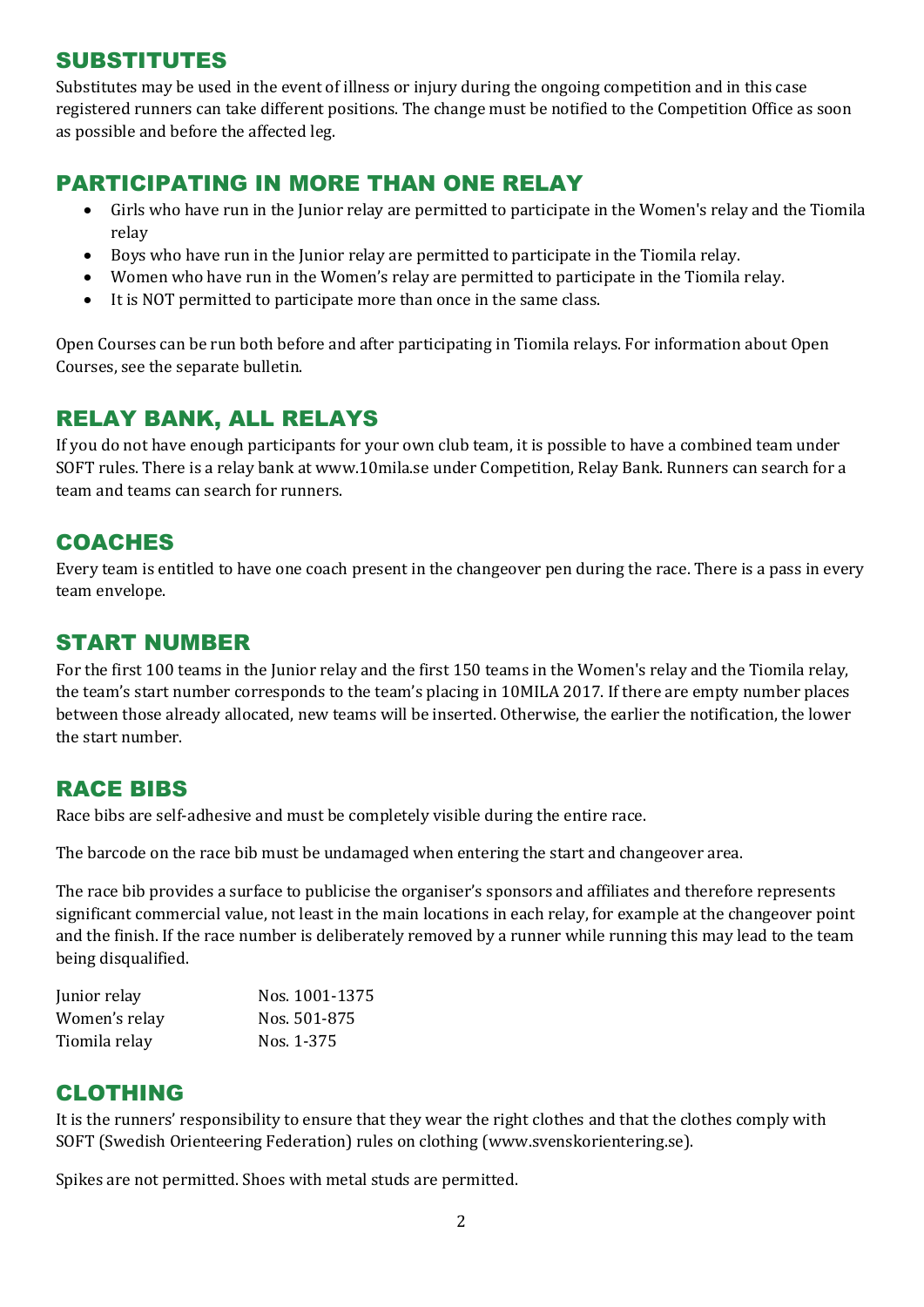## SUBSTITUTES

Substitutes may be used in the event of illness or injury during the ongoing competition and in this case registered runners can take different positions. The change must be notified to the Competition Office as soon as possible and before the affected leg.

## PARTICIPATING IN MORE THAN ONE RELAY

- Girls who have run in the Junior relay are permitted to participate in the Women's relay and the Tiomila relay
- Boys who have run in the Junior relay are permitted to participate in the Tiomila relay.
- Women who have run in the Women's relay are permitted to participate in the Tiomila relay.
- It is NOT permitted to participate more than once in the same class.

Open Courses can be run both before and after participating in Tiomila relays. For information about Open Courses, see the separate bulletin.

## RELAY BANK, ALL RELAYS

If you do not have enough participants for your own club team, it is possible to have a combined team under SOFT rules. There is a relay bank at www.10mila.se under Competition, Relay Bank. Runners can search for a team and teams can search for runners.

## COACHES

Every team is entitled to have one coach present in the changeover pen during the race. There is a pass in every team envelope.

## START NUMBER

For the first 100 teams in the Junior relay and the first 150 teams in the Women's relay and the Tiomila relay, the team's start number corresponds to the team's placing in 10MILA 2017. If there are empty number places between those already allocated, new teams will be inserted. Otherwise, the earlier the notification, the lower the start number.

## RACE BIBS

Race bibs are self-adhesive and must be completely visible during the entire race.

The barcode on the race bib must be undamaged when entering the start and changeover area.

The race bib provides a surface to publicise the organiser's sponsors and affiliates and therefore represents significant commercial value, not least in the main locations in each relay, for example at the changeover point and the finish. If the race number is deliberately removed by a runner while running this may lead to the team being disqualified.

| | |
|---|---|
| Junior relay | Nos. 1001-1375 |
| Women's relay | Nos. 501-875 |
| Tiomila relay | Nos. 1-375 |

## CLOTHING

It is the runners' responsibility to ensure that they wear the right clothes and that the clothes comply with SOFT (Swedish Orienteering Federation) rules on clothing (www.svenskorientering.se).

Spikes are not permitted. Shoes with metal studs are permitted.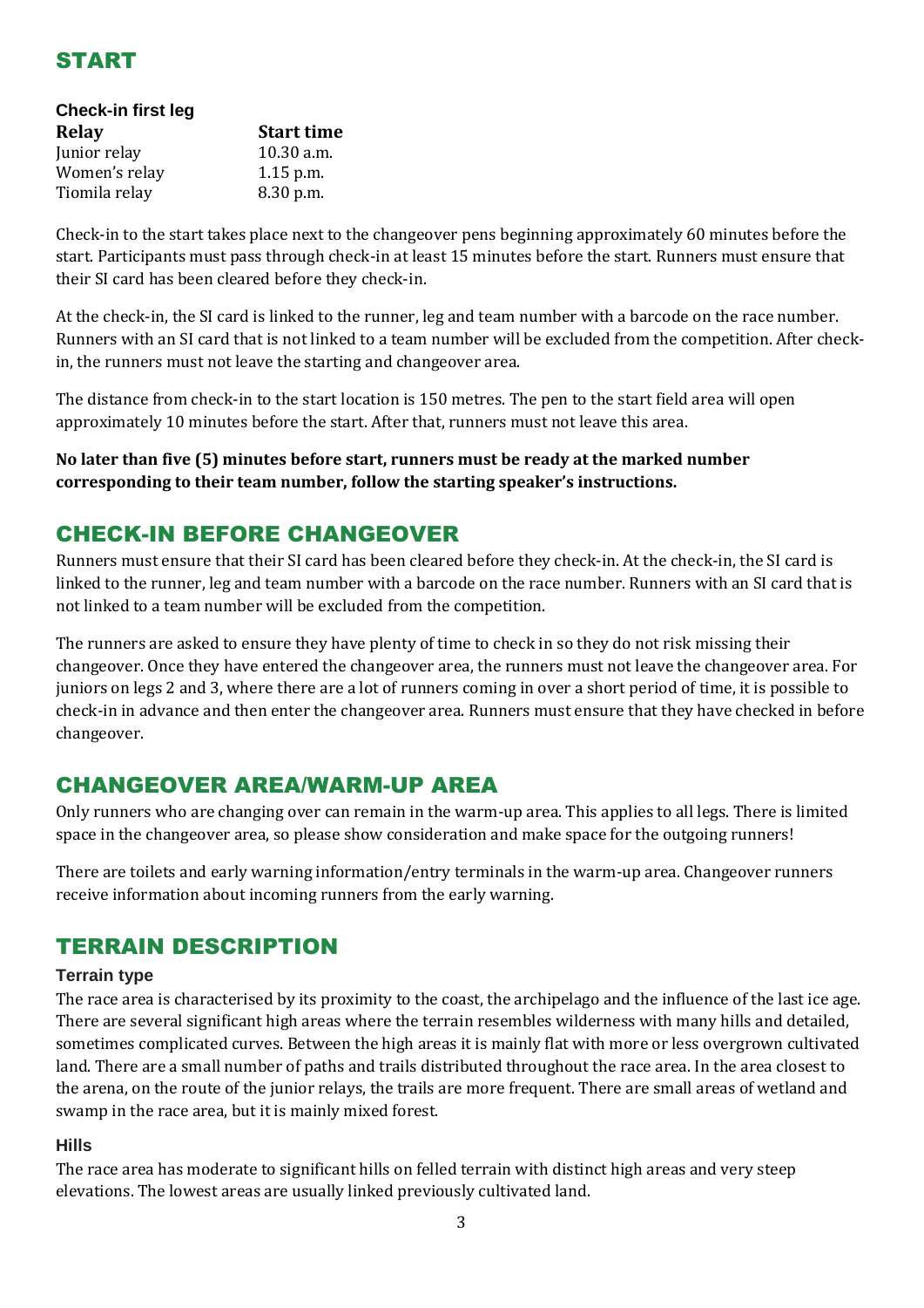# START

### Check-in first leg

| Relay | Start time |
|---|---|
| Junior relay | 10.30 a.m. |
| Women's relay | 1.15 p.m. |
| Tiomila relay | 8.30 p.m. |

Check-in to the start takes place next to the changeover pens beginning approximately 60 minutes before the start. Participants must pass through check-in at least 15 minutes before the start. Runners must ensure that their SI card has been cleared before they check-in.

At the check-in, the SI card is linked to the runner, leg and team number with a barcode on the race number. Runners with an SI card that is not linked to a team number will be excluded from the competition. After check-in, the runners must not leave the starting and changeover area.

The distance from check-in to the start location is 150 metres. The pen to the start field area will open approximately 10 minutes before the start. After that, runners must not leave this area.

**No later than five (5) minutes before start, runners must be ready at the marked number corresponding to their team number, follow the starting speaker's instructions.**

# CHECK-IN BEFORE CHANGEOVER

Runners must ensure that their SI card has been cleared before they check-in. At the check-in, the SI card is linked to the runner, leg and team number with a barcode on the race number. Runners with an SI card that is not linked to a team number will be excluded from the competition.

The runners are asked to ensure they have plenty of time to check in so they do not risk missing their changeover. Once they have entered the changeover area, the runners must not leave the changeover area. For juniors on legs 2 and 3, where there are a lot of runners coming in over a short period of time, it is possible to check-in in advance and then enter the changeover area. Runners must ensure that they have checked in before changeover.

# CHANGEOVER AREA/WARM-UP AREA

Only runners who are changing over can remain in the warm-up area. This applies to all legs. There is limited space in the changeover area, so please show consideration and make space for the outgoing runners!

There are toilets and early warning information/entry terminals in the warm-up area. Changeover runners receive information about incoming runners from the early warning.

# TERRAIN DESCRIPTION

### Terrain type

The race area is characterised by its proximity to the coast, the archipelago and the influence of the last ice age. There are several significant high areas where the terrain resembles wilderness with many hills and detailed, sometimes complicated curves. Between the high areas it is mainly flat with more or less overgrown cultivated land. There are a small number of paths and trails distributed throughout the race area. In the area closest to the arena, on the route of the junior relays, the trails are more frequent. There are small areas of wetland and swamp in the race area, but it is mainly mixed forest.

### Hills

The race area has moderate to significant hills on felled terrain with distinct high areas and very steep elevations. The lowest areas are usually linked previously cultivated land.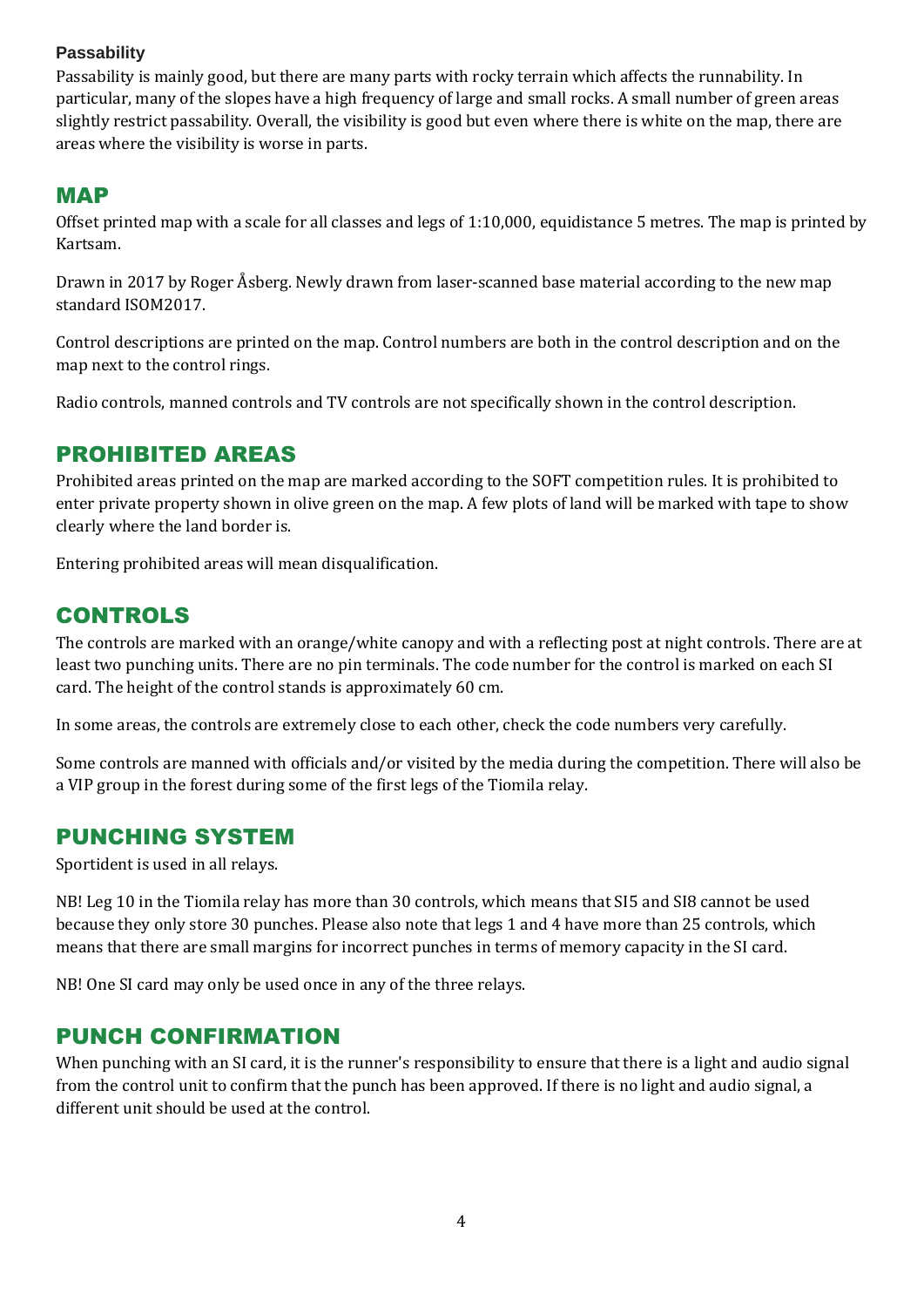### Passability

Passability is mainly good, but there are many parts with rocky terrain which affects the runnability. In particular, many of the slopes have a high frequency of large and small rocks. A small number of green areas slightly restrict passability. Overall, the visibility is good but even where there is white on the map, there are areas where the visibility is worse in parts.

## MAP

Offset printed map with a scale for all classes and legs of 1:10,000, equidistance 5 metres. The map is printed by Kartsam.

Drawn in 2017 by Roger Åsberg. Newly drawn from laser-scanned base material according to the new map standard ISOM2017.

Control descriptions are printed on the map. Control numbers are both in the control description and on the map next to the control rings.

Radio controls, manned controls and TV controls are not specifically shown in the control description.

## PROHIBITED AREAS

Prohibited areas printed on the map are marked according to the SOFT competition rules. It is prohibited to enter private property shown in olive green on the map. A few plots of land will be marked with tape to show clearly where the land border is.

Entering prohibited areas will mean disqualification.

## CONTROLS

The controls are marked with an orange/white canopy and with a reflecting post at night controls. There are at least two punching units. There are no pin terminals. The code number for the control is marked on each SI card. The height of the control stands is approximately 60 cm.

In some areas, the controls are extremely close to each other, check the code numbers very carefully.

Some controls are manned with officials and/or visited by the media during the competition. There will also be a VIP group in the forest during some of the first legs of the Tiomila relay.

## PUNCHING SYSTEM

Sportident is used in all relays.

NB! Leg 10 in the Tiomila relay has more than 30 controls, which means that SI5 and SI8 cannot be used because they only store 30 punches. Please also note that legs 1 and 4 have more than 25 controls, which means that there are small margins for incorrect punches in terms of memory capacity in the SI card.

NB! One SI card may only be used once in any of the three relays.

## PUNCH CONFIRMATION

When punching with an SI card, it is the runner's responsibility to ensure that there is a light and audio signal from the control unit to confirm that the punch has been approved. If there is no light and audio signal, a different unit should be used at the control.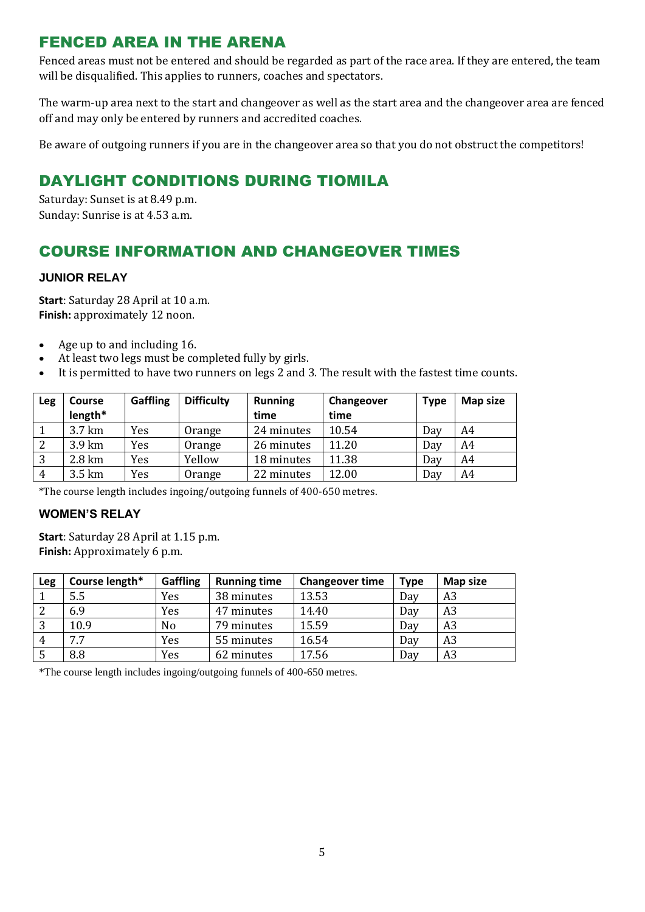## FENCED AREA IN THE ARENA

Fenced areas must not be entered and should be regarded as part of the race area. If they are entered, the team will be disqualified. This applies to runners, coaches and spectators.

The warm-up area next to the start and changeover as well as the start area and the changeover area are fenced off and may only be entered by runners and accredited coaches.

Be aware of outgoing runners if you are in the changeover area so that you do not obstruct the competitors!

## DAYLIGHT CONDITIONS DURING TIOMILA

Saturday: Sunset is at 8.49 p.m.
Sunday: Sunrise is at 4.53 a.m.

## COURSE INFORMATION AND CHANGEOVER TIMES

### JUNIOR RELAY

**Start**: Saturday 28 April at 10 a.m.
**Finish:** approximately 12 noon.

- Age up to and including 16.
- At least two legs must be completed fully by girls.
- It is permitted to have two runners on legs 2 and 3. The result with the fastest time counts.

| Leg | Course length* | Gaffling | Difficulty | Running time | Changeover time | Type | Map size |
|---|---|---|---|---|---|---|---|
| 1 | 3.7 km | Yes | Orange | 24 minutes | 10.54 | Day | A4 |
| 2 | 3.9 km | Yes | Orange | 26 minutes | 11.20 | Day | A4 |
| 3 | 2.8 km | Yes | Yellow | 18 minutes | 11.38 | Day | A4 |
| 4 | 3.5 km | Yes | Orange | 22 minutes | 12.00 | Day | A4 |

*The course length includes ingoing/outgoing funnels of 400-650 metres.

### WOMEN'S RELAY

**Start**: Saturday 28 April at 1.15 p.m.
**Finish:** Approximately 6 p.m.

| Leg | Course length* | Gaffling | Running time | Changeover time | Type | Map size |
|---|---|---|---|---|---|---|
| 1 | 5.5 | Yes | 38 minutes | 13.53 | Day | A3 |
| 2 | 6.9 | Yes | 47 minutes | 14.40 | Day | A3 |
| 3 | 10.9 | No | 79 minutes | 15.59 | Day | A3 |
| 4 | 7.7 | Yes | 55 minutes | 16.54 | Day | A3 |
| 5 | 8.8 | Yes | 62 minutes | 17.56 | Day | A3 |

*The course length includes ingoing/outgoing funnels of 400-650 metres.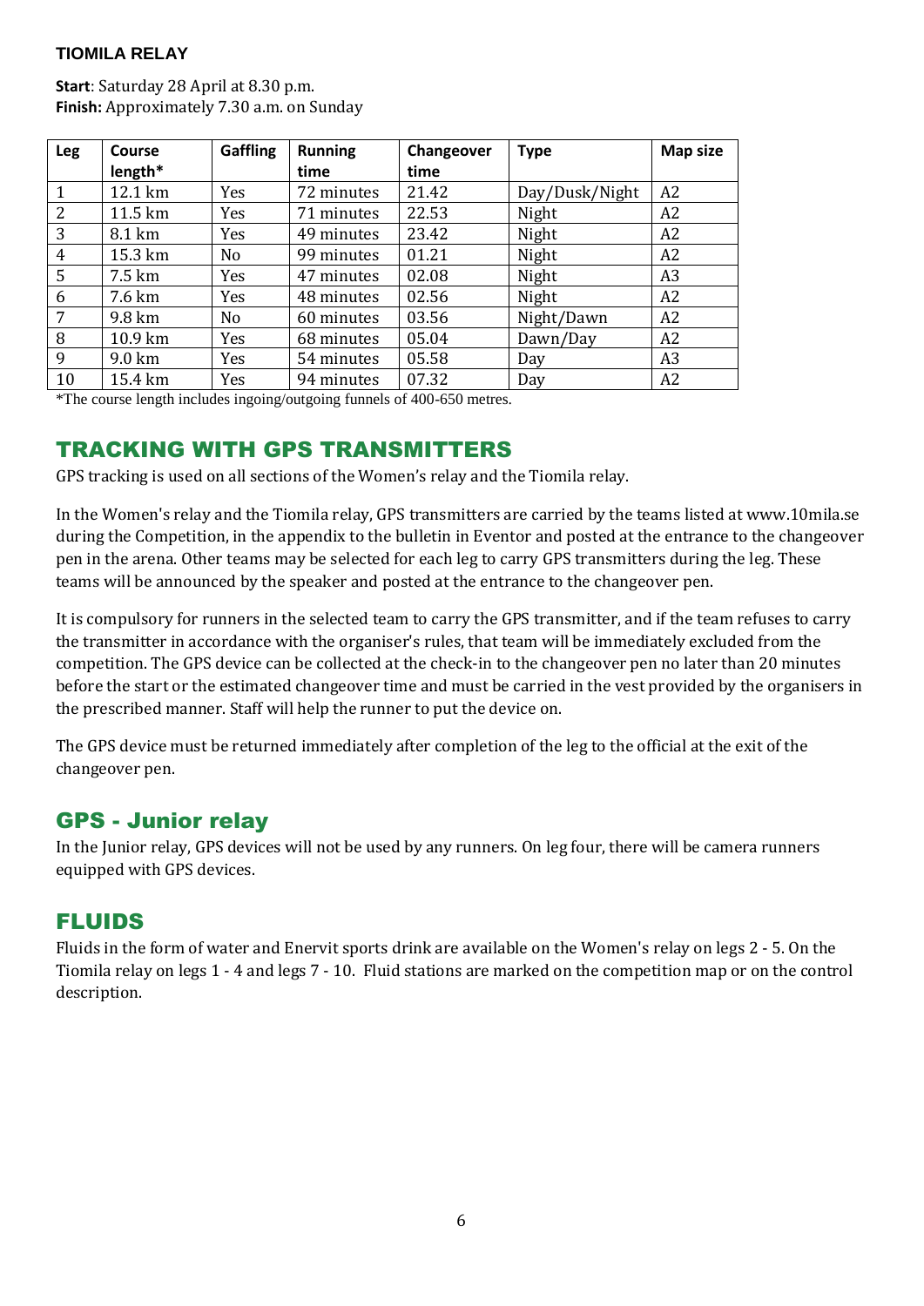**TIOMILA RELAY**

**Start**: Saturday 28 April at 8.30 p.m.
**Finish:** Approximately 7.30 a.m. on Sunday

| Leg | Course length* | Gaffling | Running time | Changeover time | Type | Map size |
|---|---|---|---|---|---|---|
| 1 | 12.1 km | Yes | 72 minutes | 21.42 | Day/Dusk/Night | A2 |
| 2 | 11.5 km | Yes | 71 minutes | 22.53 | Night | A2 |
| 3 | 8.1 km | Yes | 49 minutes | 23.42 | Night | A2 |
| 4 | 15.3 km | No | 99 minutes | 01.21 | Night | A2 |
| 5 | 7.5 km | Yes | 47 minutes | 02.08 | Night | A3 |
| 6 | 7.6 km | Yes | 48 minutes | 02.56 | Night | A2 |
| 7 | 9.8 km | No | 60 minutes | 03.56 | Night/Dawn | A2 |
| 8 | 10.9 km | Yes | 68 minutes | 05.04 | Dawn/Day | A2 |
| 9 | 9.0 km | Yes | 54 minutes | 05.58 | Day | A3 |
| 10 | 15.4 km | Yes | 94 minutes | 07.32 | Day | A2 |

*The course length includes ingoing/outgoing funnels of 400-650 metres.

## TRACKING WITH GPS TRANSMITTERS

GPS tracking is used on all sections of the Women's relay and the Tiomila relay.

In the Women's relay and the Tiomila relay, GPS transmitters are carried by the teams listed at www.10mila.se during the Competition, in the appendix to the bulletin in Eventor and posted at the entrance to the changeover pen in the arena. Other teams may be selected for each leg to carry GPS transmitters during the leg. These teams will be announced by the speaker and posted at the entrance to the changeover pen.

It is compulsory for runners in the selected team to carry the GPS transmitter, and if the team refuses to carry the transmitter in accordance with the organiser's rules, that team will be immediately excluded from the competition. The GPS device can be collected at the check-in to the changeover pen no later than 20 minutes before the start or the estimated changeover time and must be carried in the vest provided by the organisers in the prescribed manner. Staff will help the runner to put the device on.

The GPS device must be returned immediately after completion of the leg to the official at the exit of the changeover pen.

## GPS - Junior relay

In the Junior relay, GPS devices will not be used by any runners. On leg four, there will be camera runners equipped with GPS devices.

## FLUIDS

Fluids in the form of water and Enervit sports drink are available on the Women's relay on legs 2 - 5. On the Tiomila relay on legs 1 - 4 and legs 7 - 10. Fluid stations are marked on the competition map or on the control description.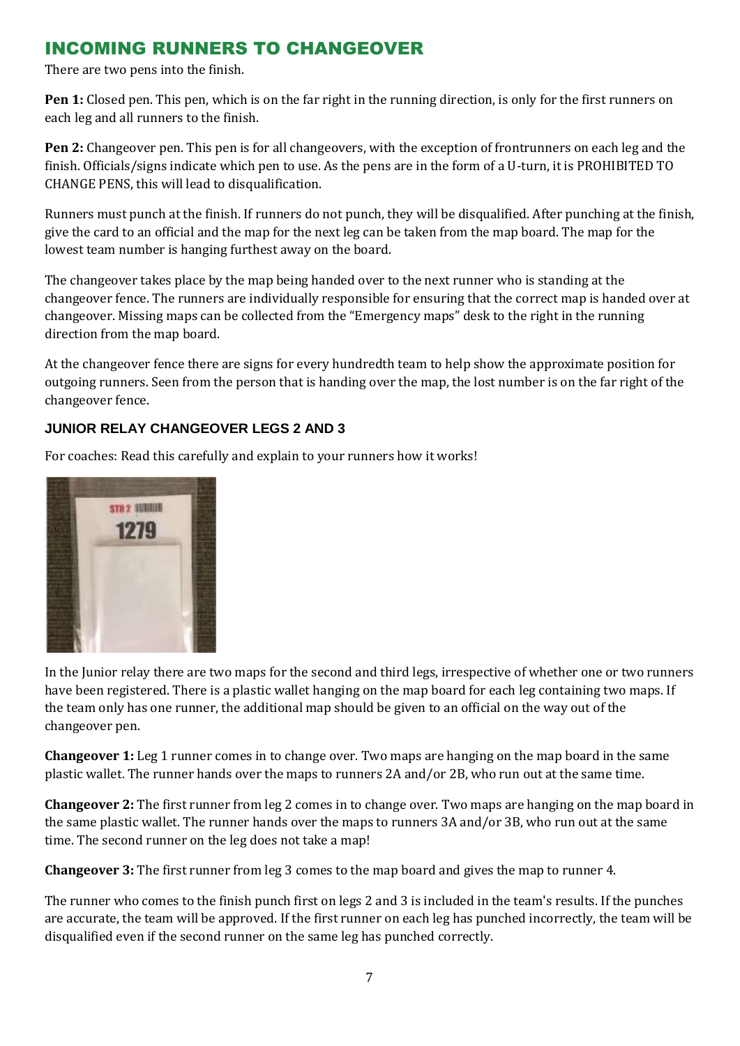## INCOMING RUNNERS TO CHANGEOVER

There are two pens into the finish.

**Pen 1:** Closed pen. This pen, which is on the far right in the running direction, is only for the first runners on each leg and all runners to the finish.

**Pen 2:** Changeover pen. This pen is for all changeovers, with the exception of frontrunners on each leg and the finish. Officials/signs indicate which pen to use. As the pens are in the form of a U-turn, it is PROHIBITED TO CHANGE PENS, this will lead to disqualification.

Runners must punch at the finish. If runners do not punch, they will be disqualified. After punching at the finish, give the card to an official and the map for the next leg can be taken from the map board. The map for the lowest team number is hanging furthest away on the board.

The changeover takes place by the map being handed over to the next runner who is standing at the changeover fence. The runners are individually responsible for ensuring that the correct map is handed over at changeover. Missing maps can be collected from the "Emergency maps" desk to the right in the running direction from the map board.

At the changeover fence there are signs for every hundredth team to help show the approximate position for outgoing runners. Seen from the person that is handing over the map, the lost number is on the far right of the changeover fence.

### JUNIOR RELAY CHANGEOVER LEGS 2 AND 3

For coaches: Read this carefully and explain to your runners how it works!

In the Junior relay there are two maps for the second and third legs, irrespective of whether one or two runners have been registered. There is a plastic wallet hanging on the map board for each leg containing two maps. If the team only has one runner, the additional map should be given to an official on the way out of the changeover pen.

**Changeover 1:** Leg 1 runner comes in to change over. Two maps are hanging on the map board in the same plastic wallet. The runner hands over the maps to runners 2A and/or 2B, who run out at the same time.

**Changeover 2:** The first runner from leg 2 comes in to change over. Two maps are hanging on the map board in the same plastic wallet. The runner hands over the maps to runners 3A and/or 3B, who run out at the same time. The second runner on the leg does not take a map!

**Changeover 3:** The first runner from leg 3 comes to the map board and gives the map to runner 4.

The runner who comes to the finish punch first on legs 2 and 3 is included in the team's results. If the punches are accurate, the team will be approved. If the first runner on each leg has punched incorrectly, the team will be disqualified even if the second runner on the same leg has punched correctly.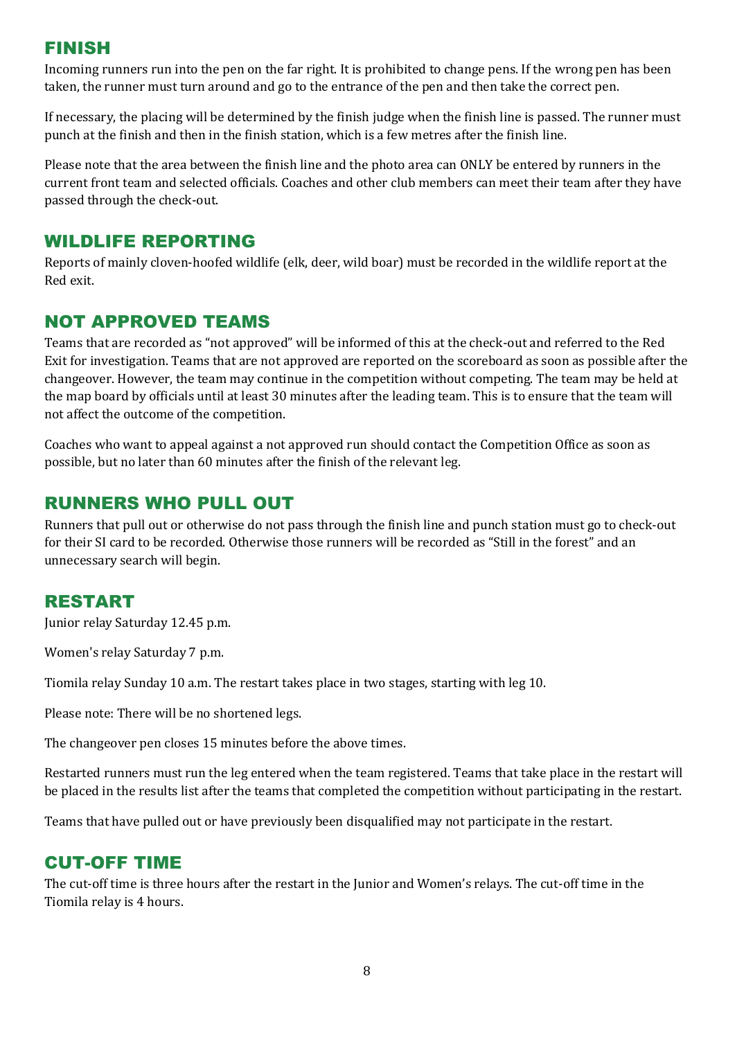## FINISH

Incoming runners run into the pen on the far right. It is prohibited to change pens. If the wrong pen has been taken, the runner must turn around and go to the entrance of the pen and then take the correct pen.

If necessary, the placing will be determined by the finish judge when the finish line is passed. The runner must punch at the finish and then in the finish station, which is a few metres after the finish line.

Please note that the area between the finish line and the photo area can ONLY be entered by runners in the current front team and selected officials. Coaches and other club members can meet their team after they have passed through the check-out.

## WILDLIFE REPORTING

Reports of mainly cloven-hoofed wildlife (elk, deer, wild boar) must be recorded in the wildlife report at the Red exit.

## NOT APPROVED TEAMS

Teams that are recorded as "not approved" will be informed of this at the check-out and referred to the Red Exit for investigation. Teams that are not approved are reported on the scoreboard as soon as possible after the changeover. However, the team may continue in the competition without competing. The team may be held at the map board by officials until at least 30 minutes after the leading team. This is to ensure that the team will not affect the outcome of the competition.

Coaches who want to appeal against a not approved run should contact the Competition Office as soon as possible, but no later than 60 minutes after the finish of the relevant leg.

## RUNNERS WHO PULL OUT

Runners that pull out or otherwise do not pass through the finish line and punch station must go to check-out for their SI card to be recorded. Otherwise those runners will be recorded as "Still in the forest" and an unnecessary search will begin.

## RESTART

Junior relay Saturday 12.45 p.m.

Women's relay Saturday 7 p.m.

Tiomila relay Sunday 10 a.m. The restart takes place in two stages, starting with leg 10.

Please note: There will be no shortened legs.

The changeover pen closes 15 minutes before the above times.

Restarted runners must run the leg entered when the team registered. Teams that take place in the restart will be placed in the results list after the teams that completed the competition without participating in the restart.

Teams that have pulled out or have previously been disqualified may not participate in the restart.

## CUT-OFF TIME

The cut-off time is three hours after the restart in the Junior and Women's relays. The cut-off time in the Tiomila relay is 4 hours.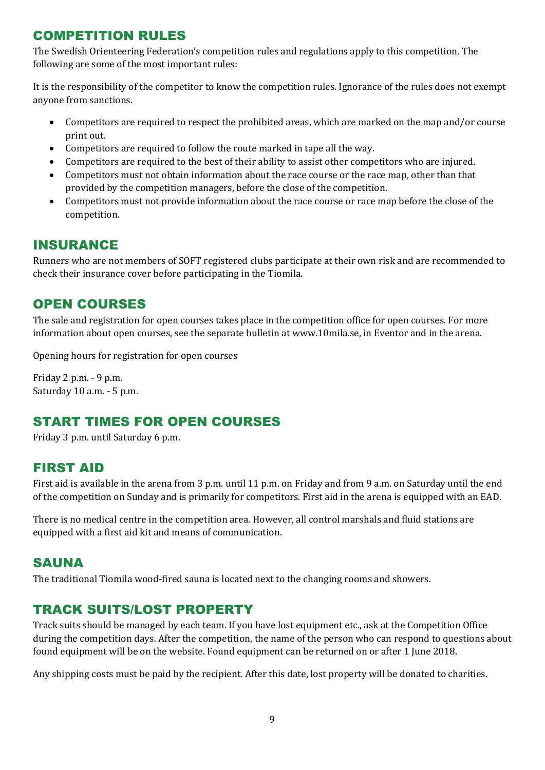## COMPETITION RULES

The Swedish Orienteering Federation's competition rules and regulations apply to this competition. The following are some of the most important rules:

It is the responsibility of the competitor to know the competition rules. Ignorance of the rules does not exempt anyone from sanctions.

- Competitors are required to respect the prohibited areas, which are marked on the map and/or course print out.
- Competitors are required to follow the route marked in tape all the way.
- Competitors are required to the best of their ability to assist other competitors who are injured.
- Competitors must not obtain information about the race course or the race map, other than that provided by the competition managers, before the close of the competition.
- Competitors must not provide information about the race course or race map before the close of the competition.

## INSURANCE

Runners who are not members of SOFT registered clubs participate at their own risk and are recommended to check their insurance cover before participating in the Tiomila.

## OPEN COURSES

The sale and registration for open courses takes place in the competition office for open courses. For more information about open courses, see the separate bulletin at www.10mila.se, in Eventor and in the arena.

Opening hours for registration for open courses

Friday 2 p.m. - 9 p.m.
Saturday 10 a.m. - 5 p.m.

## START TIMES FOR OPEN COURSES

Friday 3 p.m. until Saturday 6 p.m.

## FIRST AID

First aid is available in the arena from 3 p.m. until 11 p.m. on Friday and from 9 a.m. on Saturday until the end of the competition on Sunday and is primarily for competitors. First aid in the arena is equipped with an EAD.

There is no medical centre in the competition area. However, all control marshals and fluid stations are equipped with a first aid kit and means of communication.

## SAUNA

The traditional Tiomila wood-fired sauna is located next to the changing rooms and showers.

## TRACK SUITS/LOST PROPERTY

Track suits should be managed by each team. If you have lost equipment etc., ask at the Competition Office during the competition days. After the competition, the name of the person who can respond to questions about found equipment will be on the website. Found equipment can be returned on or after 1 June 2018.

Any shipping costs must be paid by the recipient. After this date, lost property will be donated to charities.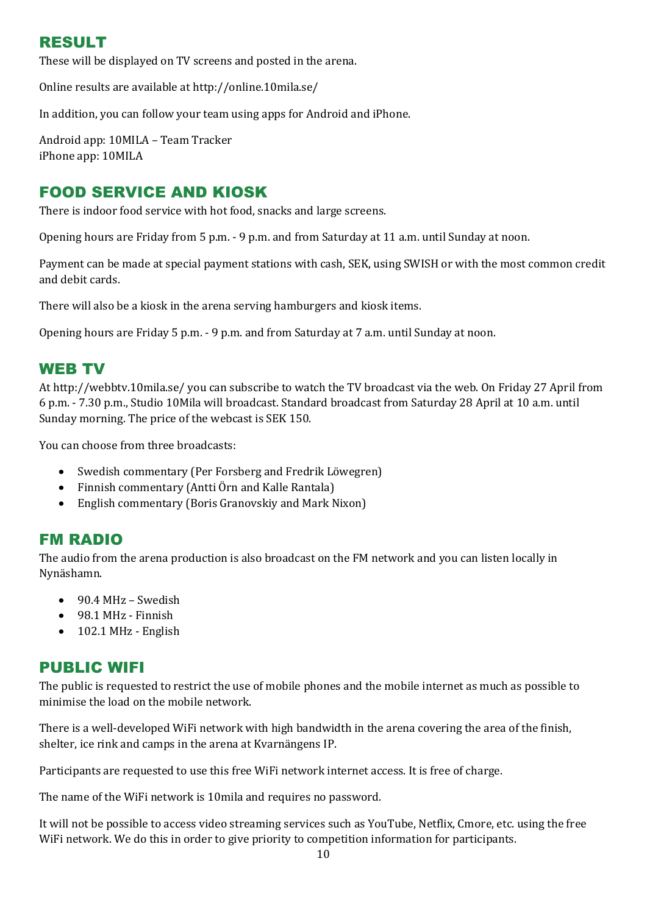## RESULT

These will be displayed on TV screens and posted in the arena.

Online results are available at http://online.10mila.se/

In addition, you can follow your team using apps for Android and iPhone.

Android app: 10MILA – Team Tracker
iPhone app: 10MILA

## FOOD SERVICE AND KIOSK

There is indoor food service with hot food, snacks and large screens.

Opening hours are Friday from 5 p.m. - 9 p.m. and from Saturday at 11 a.m. until Sunday at noon.

Payment can be made at special payment stations with cash, SEK, using SWISH or with the most common credit and debit cards.

There will also be a kiosk in the arena serving hamburgers and kiosk items.

Opening hours are Friday 5 p.m. - 9 p.m. and from Saturday at 7 a.m. until Sunday at noon.

## WEB TV

At http://webbtv.10mila.se/ you can subscribe to watch the TV broadcast via the web. On Friday 27 April from 6 p.m. - 7.30 p.m., Studio 10Mila will broadcast. Standard broadcast from Saturday 28 April at 10 a.m. until Sunday morning. The price of the webcast is SEK 150.

You can choose from three broadcasts:

- Swedish commentary (Per Forsberg and Fredrik Löwegren)
- Finnish commentary (Antti Örn and Kalle Rantala)
- English commentary (Boris Granovskiy and Mark Nixon)

## FM RADIO

The audio from the arena production is also broadcast on the FM network and you can listen locally in Nynäshamn.

- 90.4 MHz – Swedish
- 98.1 MHz - Finnish
- 102.1 MHz - English

## PUBLIC WIFI

The public is requested to restrict the use of mobile phones and the mobile internet as much as possible to minimise the load on the mobile network.

There is a well-developed WiFi network with high bandwidth in the arena covering the area of the finish, shelter, ice rink and camps in the arena at Kvarnängens IP.

Participants are requested to use this free WiFi network internet access. It is free of charge.

The name of the WiFi network is 10mila and requires no password.

It will not be possible to access video streaming services such as YouTube, Netflix, Cmore, etc. using the free WiFi network. We do this in order to give priority to competition information for participants.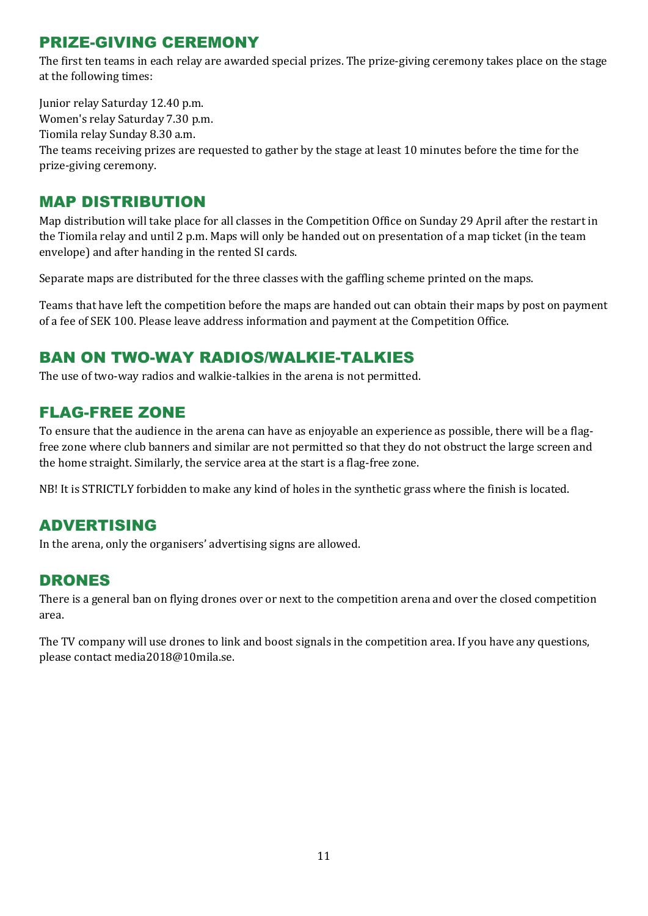## PRIZE-GIVING CEREMONY

The first ten teams in each relay are awarded special prizes. The prize-giving ceremony takes place on the stage at the following times:

Junior relay Saturday 12.40 p.m.
Women's relay Saturday 7.30 p.m.
Tiomila relay Sunday 8.30 a.m.
The teams receiving prizes are requested to gather by the stage at least 10 minutes before the time for the prize-giving ceremony.

## MAP DISTRIBUTION

Map distribution will take place for all classes in the Competition Office on Sunday 29 April after the restart in the Tiomila relay and until 2 p.m. Maps will only be handed out on presentation of a map ticket (in the team envelope) and after handing in the rented SI cards.

Separate maps are distributed for the three classes with the gaffling scheme printed on the maps.

Teams that have left the competition before the maps are handed out can obtain their maps by post on payment of a fee of SEK 100. Please leave address information and payment at the Competition Office.

## BAN ON TWO-WAY RADIOS/WALKIE-TALKIES

The use of two-way radios and walkie-talkies in the arena is not permitted.

## FLAG-FREE ZONE

To ensure that the audience in the arena can have as enjoyable an experience as possible, there will be a flag-free zone where club banners and similar are not permitted so that they do not obstruct the large screen and the home straight. Similarly, the service area at the start is a flag-free zone.

NB! It is STRICTLY forbidden to make any kind of holes in the synthetic grass where the finish is located.

## ADVERTISING

In the arena, only the organisers' advertising signs are allowed.

## DRONES

There is a general ban on flying drones over or next to the competition arena and over the closed competition area.

The TV company will use drones to link and boost signals in the competition area. If you have any questions, please contact media2018@10mila.se.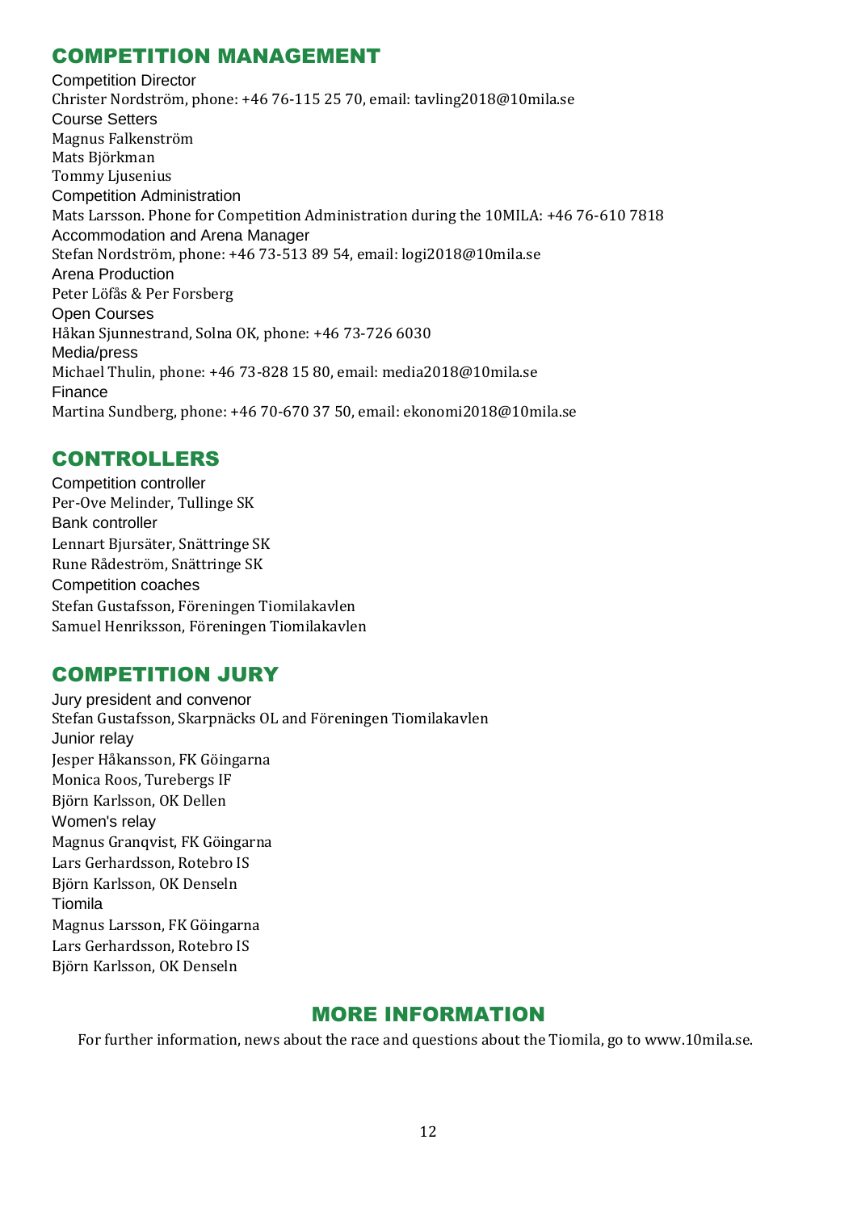## COMPETITION MANAGEMENT

Competition Director
Christer Nordström, phone: +46 76-115 25 70, email: tavling2018@10mila.se

Course Setters
Magnus Falkenström
Mats Björkman
Tommy Ljusenius

Competition Administration
Mats Larsson. Phone for Competition Administration during the 10MILA: +46 76-610 7818

Accommodation and Arena Manager
Stefan Nordström, phone: +46 73-513 89 54, email: logi2018@10mila.se

Arena Production
Peter Löfås & Per Forsberg

Open Courses
Håkan Sjunnestrand, Solna OK, phone: +46 73-726 6030

Media/press
Michael Thulin, phone: +46 73-828 15 80, email: media2018@10mila.se

Finance
Martina Sundberg, phone: +46 70-670 37 50, email: ekonomi2018@10mila.se

## CONTROLLERS

Competition controller
Per-Ove Melinder, Tullinge SK

Bank controller
Lennart Bjursäter, Snättringe SK
Rune Rådeström, Snättringe SK

Competition coaches
Stefan Gustafsson, Föreningen Tiomilakavlen
Samuel Henriksson, Föreningen Tiomilakavlen

## COMPETITION JURY

Jury president and convenor
Stefan Gustafsson, Skarpnäcks OL and Föreningen Tiomilakavlen

Junior relay
Jesper Håkansson, FK Göingarna
Monica Roos, Turebergs IF
Björn Karlsson, OK Dellen

Women's relay
Magnus Granqvist, FK Göingarna
Lars Gerhardsson, Rotebro IS
Björn Karlsson, OK Denseln

Tiomila
Magnus Larsson, FK Göingarna
Lars Gerhardsson, Rotebro IS
Björn Karlsson, OK Denseln

## MORE INFORMATION

For further information, news about the race and questions about the Tiomila, go to www.10mila.se.